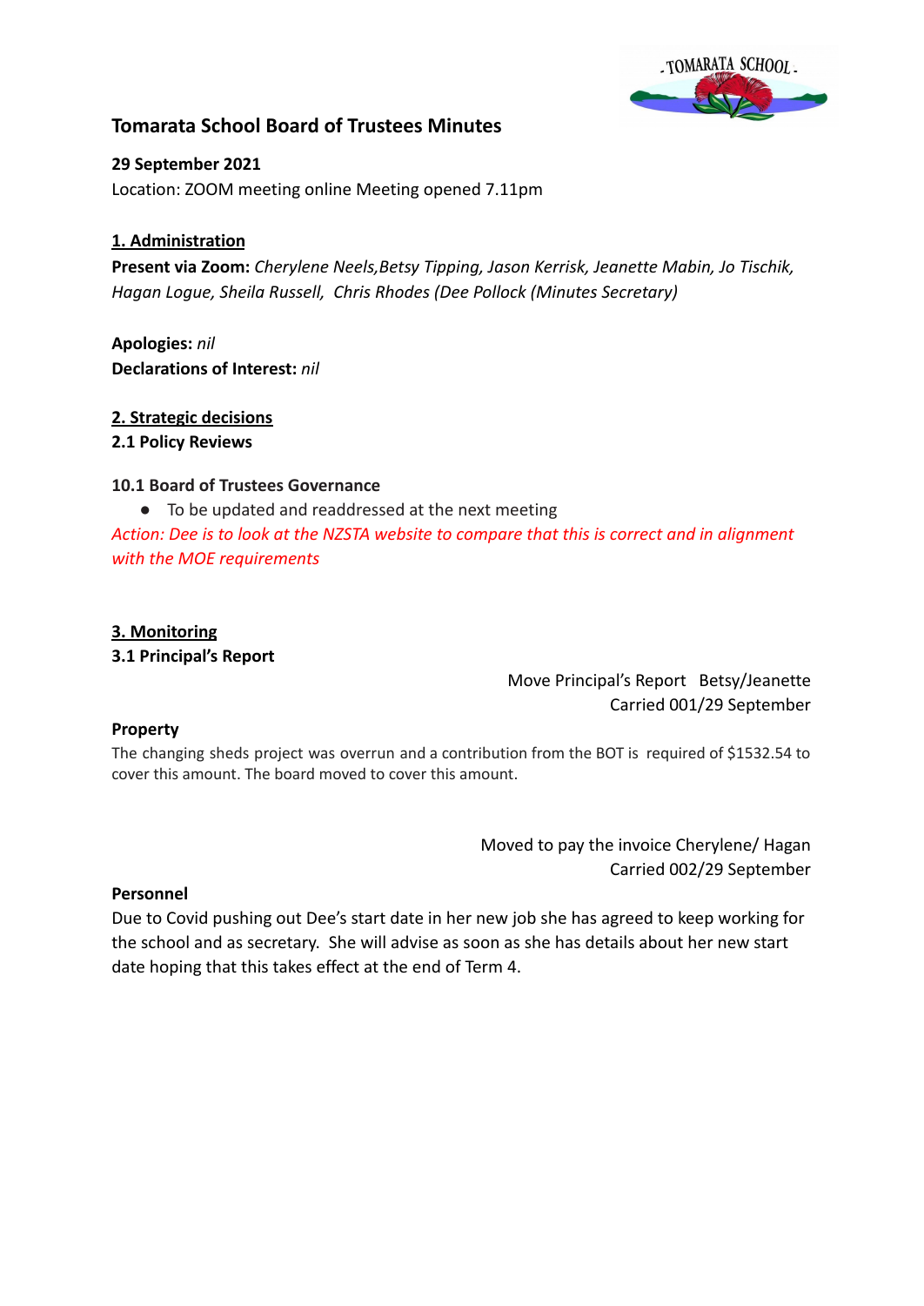# Tomarata School Board of Trustees Minutes

**29 September 2021**
Location: ZOOM meeting online Meeting opened 7.11pm

## 1. Administration

**Present via Zoom:** *Cherylene Neels,Betsy Tipping, Jason Kerrisk, Jeanette Mabin, Jo Tischik, Hagan Logue, Sheila Russell, Chris Rhodes (Dee Pollock (Minutes Secretary)*

**Apologies:** *nil*
**Declarations of Interest:** *nil*

## 2. Strategic decisions

### 2.1 Policy Reviews

**10.1 Board of Trustees Governance**

- To be updated and readdressed at the next meeting

*Action: Dee is to look at the NZSTA website to compare that this is correct and in alignment with the MOE requirements*

## 3. Monitoring

### 3.1 Principal's Report

Move Principal's Report Betsy/Jeanette
Carried 001/29 September

**Property**

The changing sheds project was overrun and a contribution from the BOT is required of $1532.54 to cover this amount. The board moved to cover this amount.

Moved to pay the invoice Cherylene/ Hagan
Carried 002/29 September

**Personnel**

Due to Covid pushing out Dee's start date in her new job she has agreed to keep working for the school and as secretary. She will advise as soon as she has details about her new start date hoping that this takes effect at the end of Term 4.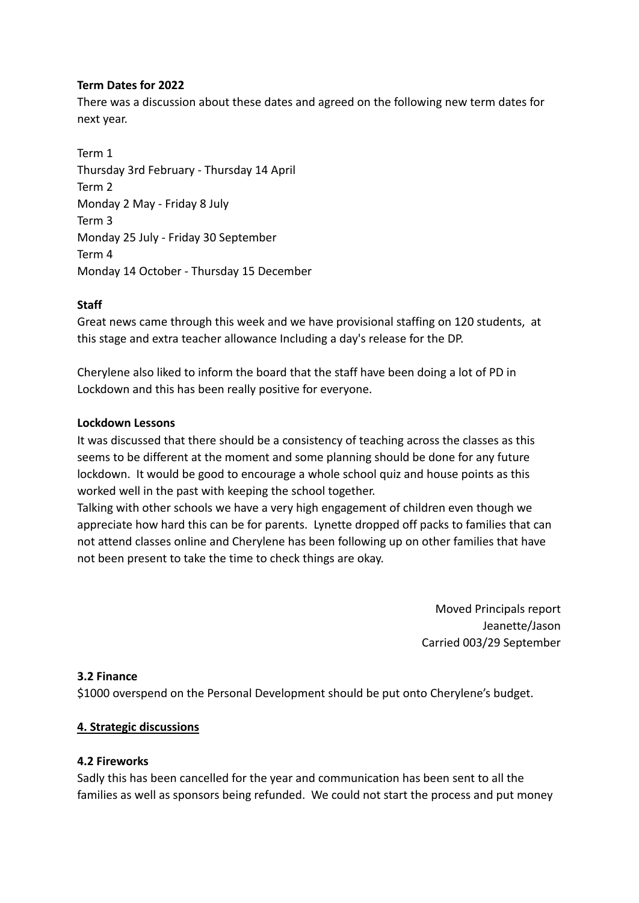**Term Dates for 2022**

There was a discussion about these dates and agreed on the following new term dates for next year.

Term 1
Thursday 3rd February - Thursday 14 April
Term 2
Monday 2 May - Friday 8 July
Term 3
Monday 25 July - Friday 30 September
Term 4
Monday 14 October - Thursday 15 December

**Staff**

Great news came through this week and we have provisional staffing on 120 students, at this stage and extra teacher allowance Including a day's release for the DP.

Cherylene also liked to inform the board that the staff have been doing a lot of PD in Lockdown and this has been really positive for everyone.

**Lockdown Lessons**

It was discussed that there should be a consistency of teaching across the classes as this seems to be different at the moment and some planning should be done for any future lockdown. It would be good to encourage a whole school quiz and house points as this worked well in the past with keeping the school together.

Talking with other schools we have a very high engagement of children even though we appreciate how hard this can be for parents. Lynette dropped off packs to families that can not attend classes online and Cherylene has been following up on other families that have not been present to take the time to check things are okay.

Moved Principals report
Jeanette/Jason
Carried 003/29 September

**3.2 Finance**

$1000 overspend on the Personal Development should be put onto Cherylene's budget.

**4. Strategic discussions**

**4.2 Fireworks**

Sadly this has been cancelled for the year and communication has been sent to all the families as well as sponsors being refunded. We could not start the process and put money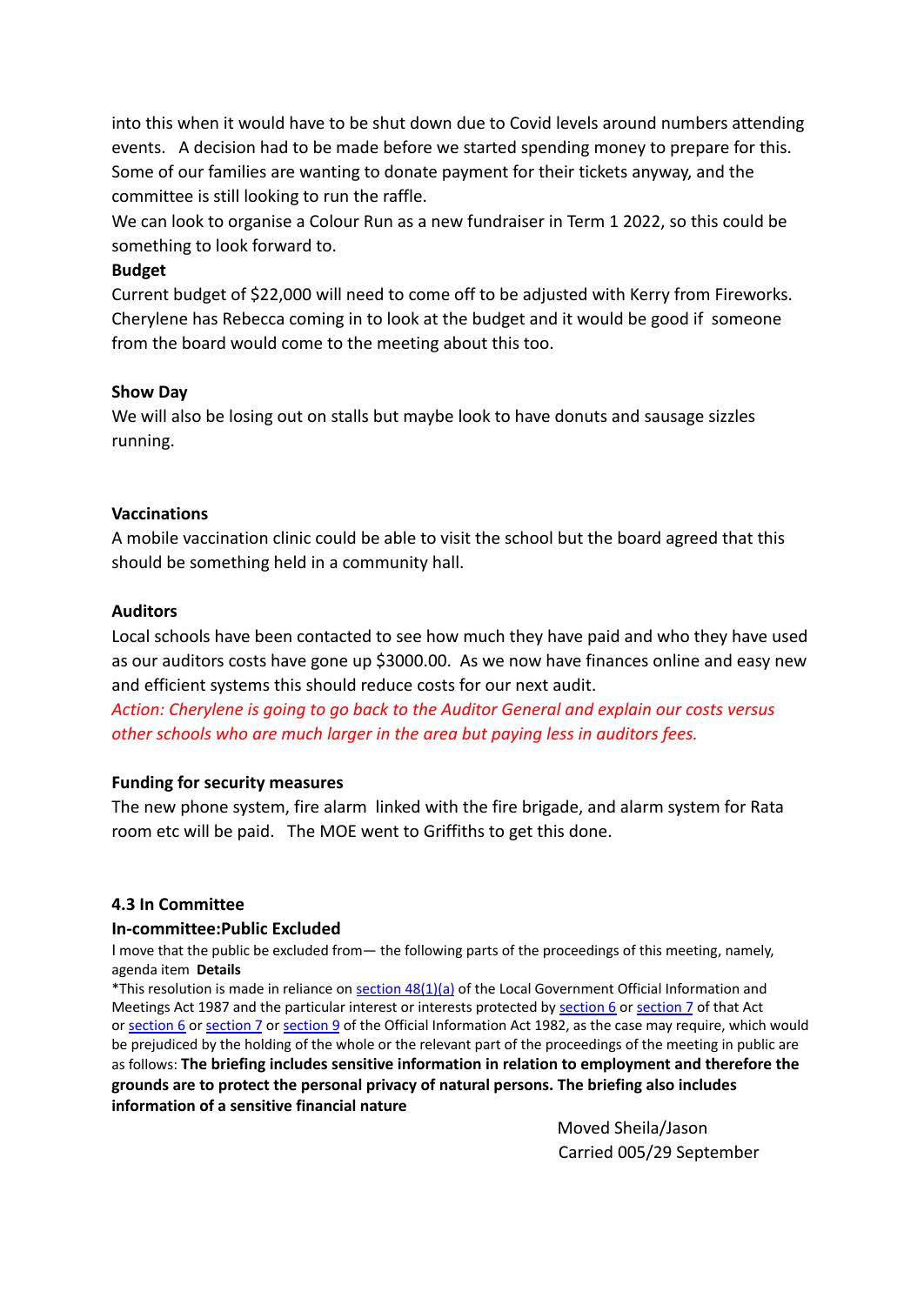into this when it would have to be shut down due to Covid levels around numbers attending events. A decision had to be made before we started spending money to prepare for this. Some of our families are wanting to donate payment for their tickets anyway, and the committee is still looking to run the raffle.

We can look to organise a Colour Run as a new fundraiser in Term 1 2022, so this could be something to look forward to.

**Budget**

Current budget of $22,000 will need to come off to be adjusted with Kerry from Fireworks. Cherylene has Rebecca coming in to look at the budget and it would be good if someone from the board would come to the meeting about this too.

**Show Day**

We will also be losing out on stalls but maybe look to have donuts and sausage sizzles running.

**Vaccinations**

A mobile vaccination clinic could be able to visit the school but the board agreed that this should be something held in a community hall.

**Auditors**

Local schools have been contacted to see how much they have paid and who they have used as our auditors costs have gone up $3000.00. As we now have finances online and easy new and efficient systems this should reduce costs for our next audit.

*Action: Cherylene is going to go back to the Auditor General and explain our costs versus other schools who are much larger in the area but paying less in auditors fees.*

**Funding for security measures**

The new phone system, fire alarm linked with the fire brigade, and alarm system for Rata room etc will be paid. The MOE went to Griffiths to get this done.

**4.3 In Committee**

**In-committee:Public Excluded**

I move that the public be excluded from— the following parts of the proceedings of this meeting, namely, agenda item **Details**

*This resolution is made in reliance on section 48(1)(a) of the Local Government Official Information and Meetings Act 1987 and the particular interest or interests protected by section 6 or section 7 of that Act or section 6 or section 7 or section 9 of the Official Information Act 1982, as the case may require, which would be prejudiced by the holding of the whole or the relevant part of the proceedings of the meeting in public are as follows: **The briefing includes sensitive information in relation to employment and therefore the grounds are to protect the personal privacy of natural persons. The briefing also includes information of a sensitive financial nature**

Moved Sheila/Jason
Carried 005/29 September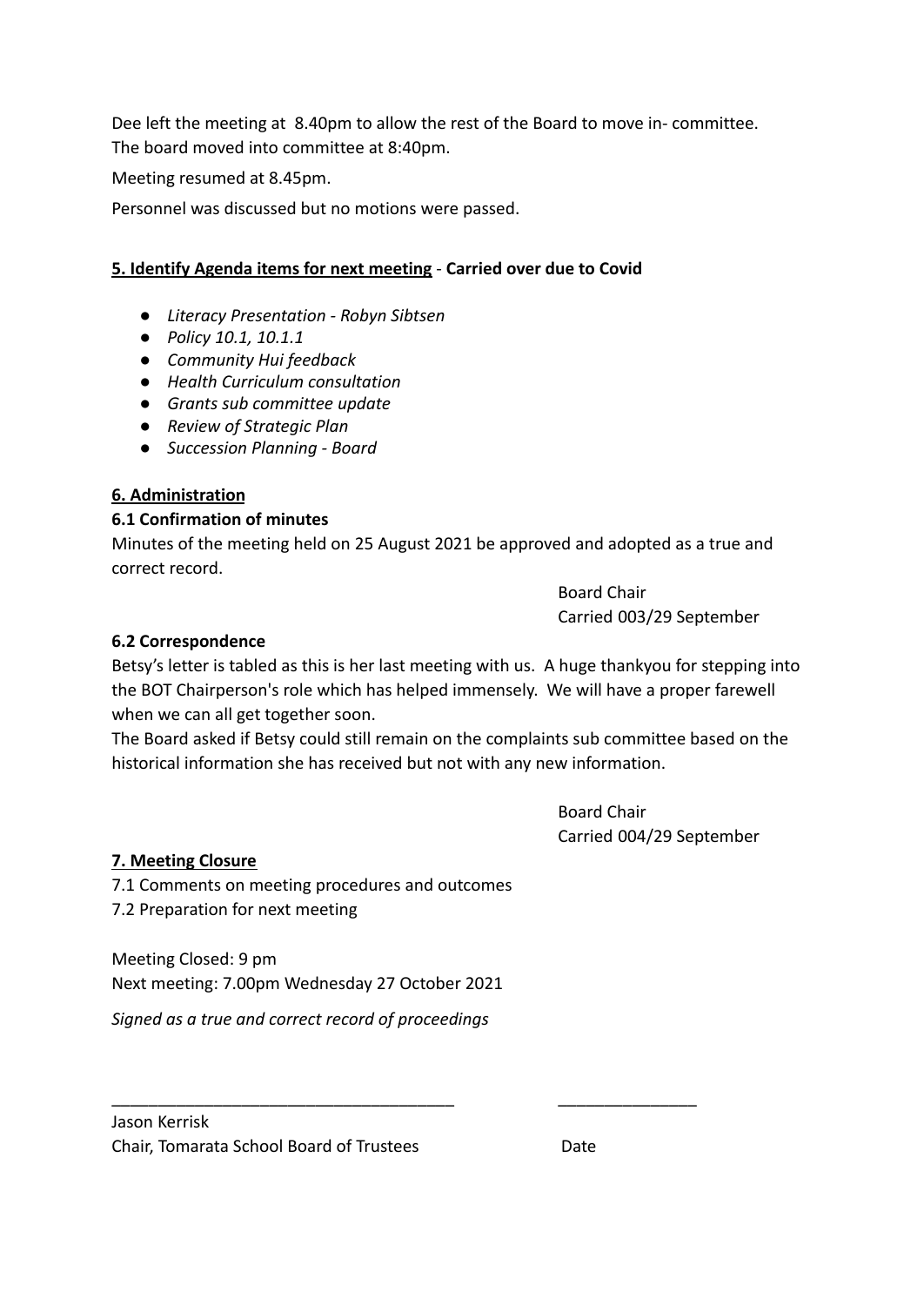Dee left the meeting at 8.40pm to allow the rest of the Board to move in- committee. The board moved into committee at 8:40pm.

Meeting resumed at 8.45pm.

Personnel was discussed but no motions were passed.

**5. Identify Agenda items for next meeting** - **Carried over due to Covid**

- *Literacy Presentation - Robyn Sibtsen*
- *Policy 10.1, 10.1.1*
- *Community Hui feedback*
- *Health Curriculum consultation*
- *Grants sub committee update*
- *Review of Strategic Plan*
- *Succession Planning - Board*

**6. Administration**

**6.1 Confirmation of minutes**

Minutes of the meeting held on 25 August 2021 be approved and adopted as a true and correct record.

Board Chair
Carried 003/29 September

**6.2 Correspondence**

Betsy's letter is tabled as this is her last meeting with us. A huge thankyou for stepping into the BOT Chairperson's role which has helped immensely. We will have a proper farewell when we can all get together soon.

The Board asked if Betsy could still remain on the complaints sub committee based on the historical information she has received but not with any new information.

Board Chair
Carried 004/29 September

**7. Meeting Closure**

7.1 Comments on meeting procedures and outcomes
7.2 Preparation for next meeting

Meeting Closed: 9 pm
Next meeting: 7.00pm Wednesday 27 October 2021

*Signed as a true and correct record of proceedings*

_____________________________________ _______________

Jason Kerrisk
Chair, Tomarata School Board of Trustees Date